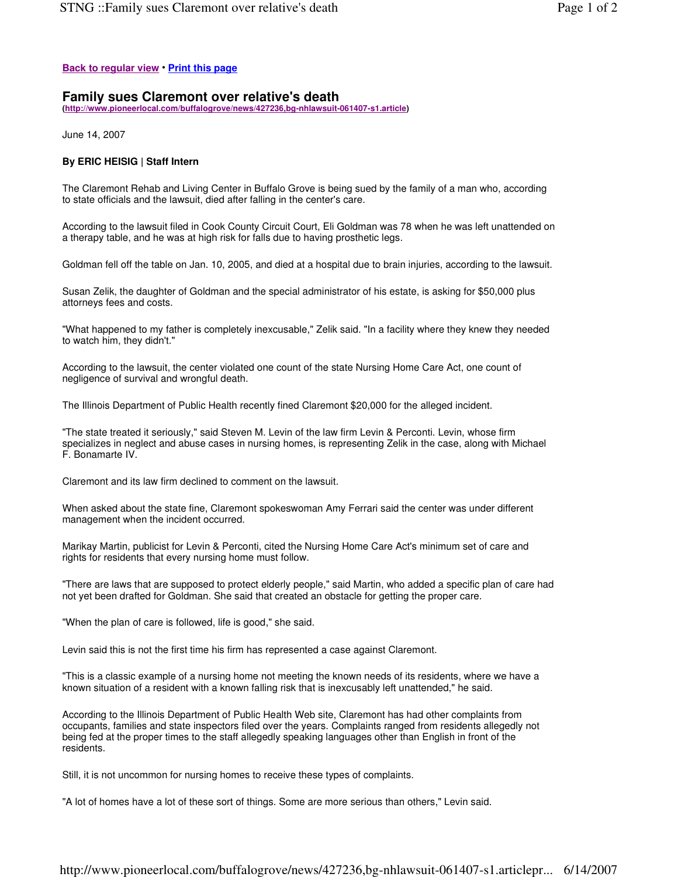Back to regular view • Print this page

# Family sues Claremont over relative's death

(http://www.pioneerlocal.com/buffalogrove/news/427236,bg-nhlawsuit-061407-s1.article)

June 14, 2007

**By ERIC HEISIG | Staff Intern**

The Claremont Rehab and Living Center in Buffalo Grove is being sued by the family of a man who, according to state officials and the lawsuit, died after falling in the center's care.

According to the lawsuit filed in Cook County Circuit Court, Eli Goldman was 78 when he was left unattended on a therapy table, and he was at high risk for falls due to having prosthetic legs.

Goldman fell off the table on Jan. 10, 2005, and died at a hospital due to brain injuries, according to the lawsuit.

Susan Zelik, the daughter of Goldman and the special administrator of his estate, is asking for $50,000 plus attorneys fees and costs.

"What happened to my father is completely inexcusable," Zelik said. "In a facility where they knew they needed to watch him, they didn't."

According to the lawsuit, the center violated one count of the state Nursing Home Care Act, one count of negligence of survival and wrongful death.

The Illinois Department of Public Health recently fined Claremont $20,000 for the alleged incident.

"The state treated it seriously," said Steven M. Levin of the law firm Levin & Perconti. Levin, whose firm specializes in neglect and abuse cases in nursing homes, is representing Zelik in the case, along with Michael F. Bonamarte IV.

Claremont and its law firm declined to comment on the lawsuit.

When asked about the state fine, Claremont spokeswoman Amy Ferrari said the center was under different management when the incident occurred.

Marikay Martin, publicist for Levin & Perconti, cited the Nursing Home Care Act's minimum set of care and rights for residents that every nursing home must follow.

"There are laws that are supposed to protect elderly people," said Martin, who added a specific plan of care had not yet been drafted for Goldman. She said that created an obstacle for getting the proper care.

"When the plan of care is followed, life is good," she said.

Levin said this is not the first time his firm has represented a case against Claremont.

"This is a classic example of a nursing home not meeting the known needs of its residents, where we have a known situation of a resident with a known falling risk that is inexcusably left unattended," he said.

According to the Illinois Department of Public Health Web site, Claremont has had other complaints from occupants, families and state inspectors filed over the years. Complaints ranged from residents allegedly not being fed at the proper times to the staff allegedly speaking languages other than English in front of the residents.

Still, it is not uncommon for nursing homes to receive these types of complaints.

"A lot of homes have a lot of these sort of things. Some are more serious than others," Levin said.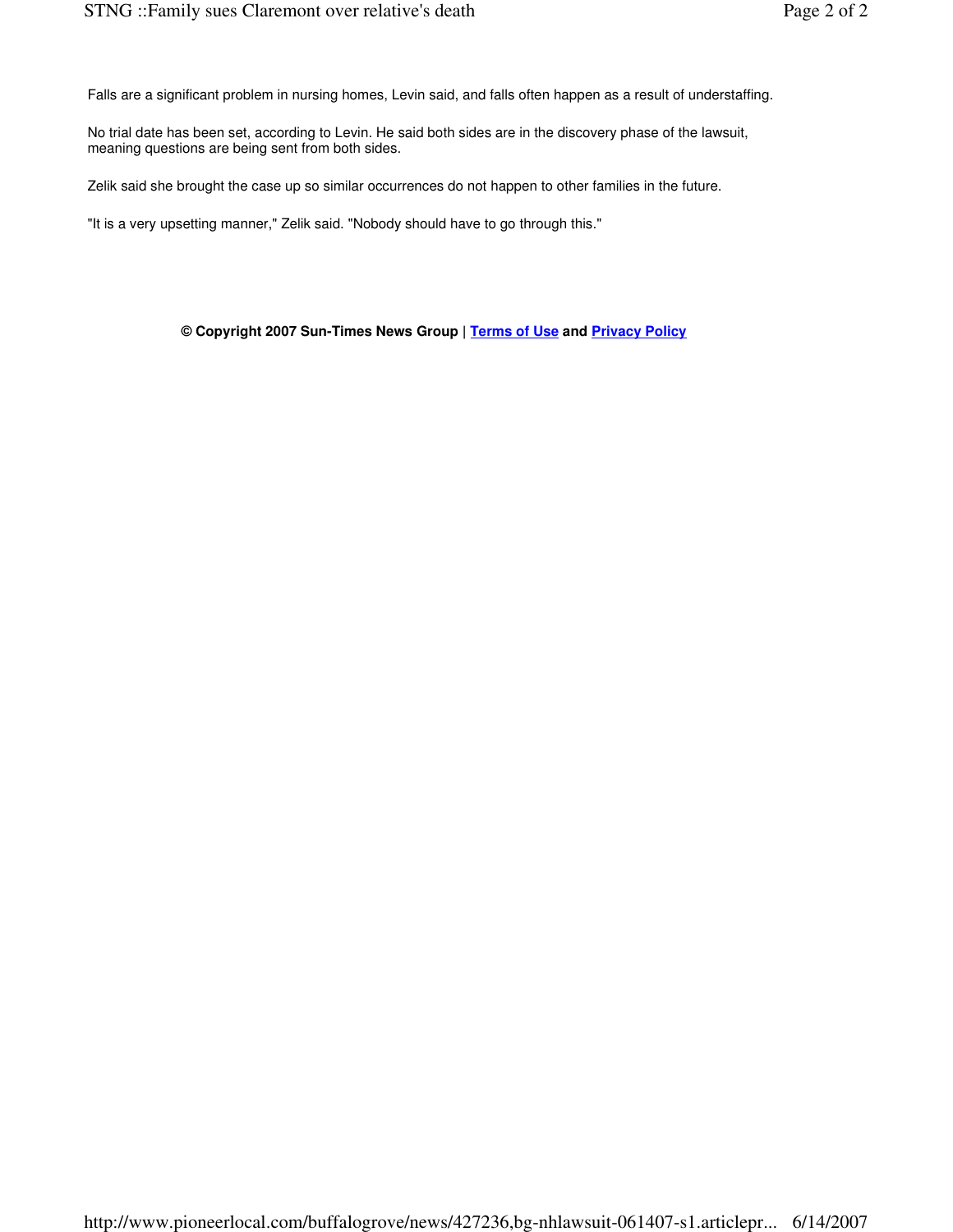Falls are a significant problem in nursing homes, Levin said, and falls often happen as a result of understaffing.

No trial date has been set, according to Levin. He said both sides are in the discovery phase of the lawsuit, meaning questions are being sent from both sides.

Zelik said she brought the case up so similar occurrences do not happen to other families in the future.

"It is a very upsetting manner," Zelik said. "Nobody should have to go through this."

**© Copyright 2007 Sun-Times News Group | Terms of Use and Privacy Policy**